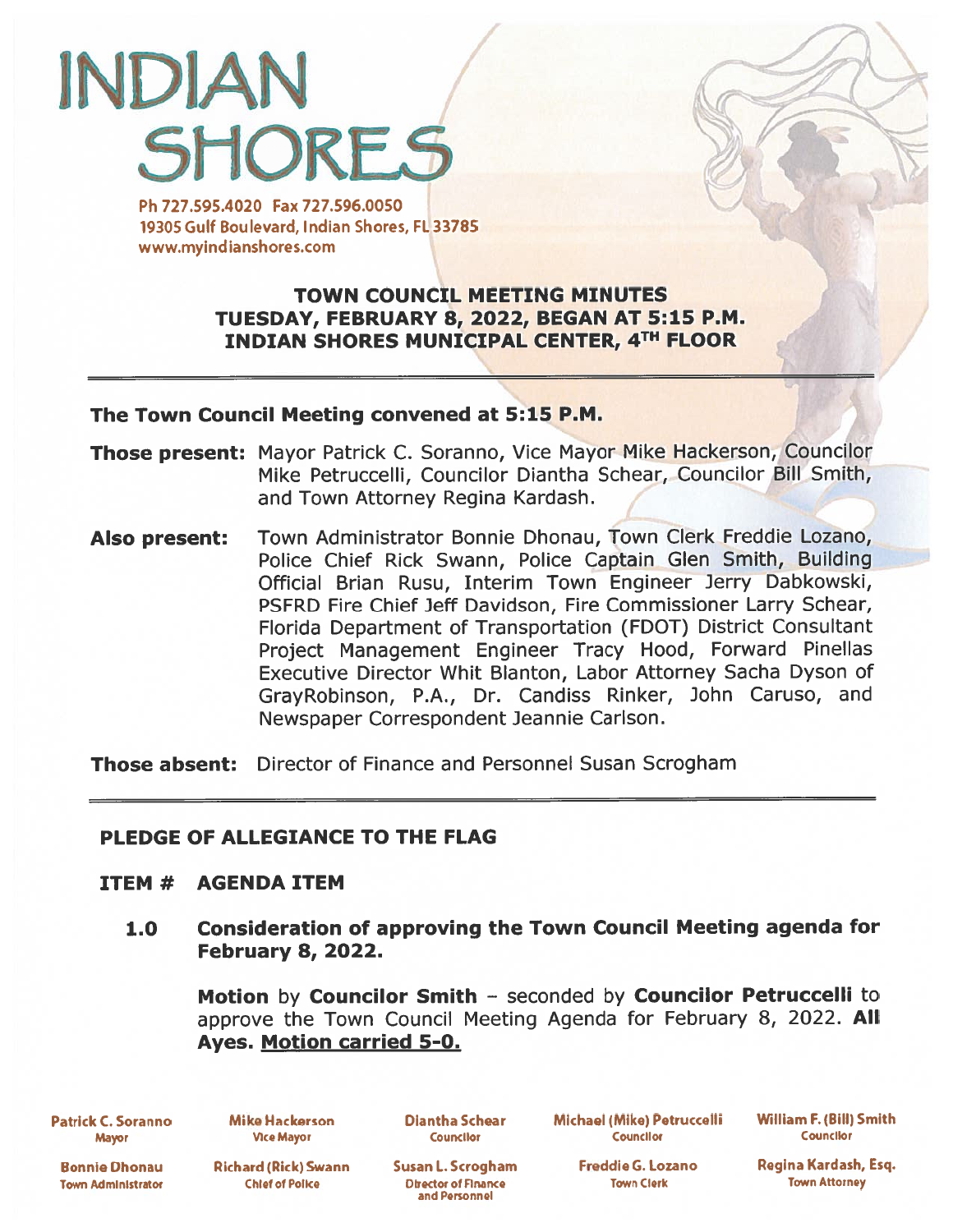# INDIAN SHORES

Ph 727.595.4020 Fax 727.596.0050
19305 Gulf Boulevard, Indian Shores, FL 33785
www.myindianshores.com

## TOWN COUNCIL MEETING MINUTES
## TUESDAY, FEBRUARY 8, 2022, BEGAN AT 5:15 P.M.
## INDIAN SHORES MUNICIPAL CENTER, 4TH FLOOR

---

**The Town Council Meeting convened at 5:15 P.M.**

**Those present:** Mayor Patrick C. Soranno, Vice Mayor Mike Hackerson, Councilor Mike Petruccelli, Councilor Diantha Schear, Councilor Bill Smith, and Town Attorney Regina Kardash.

**Also present:** Town Administrator Bonnie Dhonau, Town Clerk Freddie Lozano, Police Chief Rick Swann, Police Captain Glen Smith, Building Official Brian Rusu, Interim Town Engineer Jerry Dabkowski, PSFRD Fire Chief Jeff Davidson, Fire Commissioner Larry Schear, Florida Department of Transportation (FDOT) District Consultant Project Management Engineer Tracy Hood, Forward Pinellas Executive Director Whit Blanton, Labor Attorney Sacha Dyson of GrayRobinson, P.A., Dr. Candiss Rinker, John Caruso, and Newspaper Correspondent Jeannie Carlson.

**Those absent:** Director of Finance and Personnel Susan Scrogham

---

**PLEDGE OF ALLEGIANCE TO THE FLAG**

**ITEM # AGENDA ITEM**

**1.0 Consideration of approving the Town Council Meeting agenda for February 8, 2022.**

**Motion** by **Councilor Smith** – seconded by **Councilor Petruccelli** to approve the Town Council Meeting Agenda for February 8, 2022. **All Ayes. Motion carried 5-0.**

| | | | | |
|---|---|---|---|---|
| Patrick C. Soranno<br>Mayor | Mike Hackerson<br>Vice Mayor | Diantha Schear<br>Councilor | Michael (Mike) Petruccelli<br>Councilor | William F. (Bill) Smith<br>Councilor |
| Bonnie Dhonau<br>Town Administrator | Richard (Rick) Swann<br>Chief of Police | Susan L. Scrogham<br>Director of Finance and Personnel | Freddie G. Lozano<br>Town Clerk | Regina Kardash, Esq.<br>Town Attorney |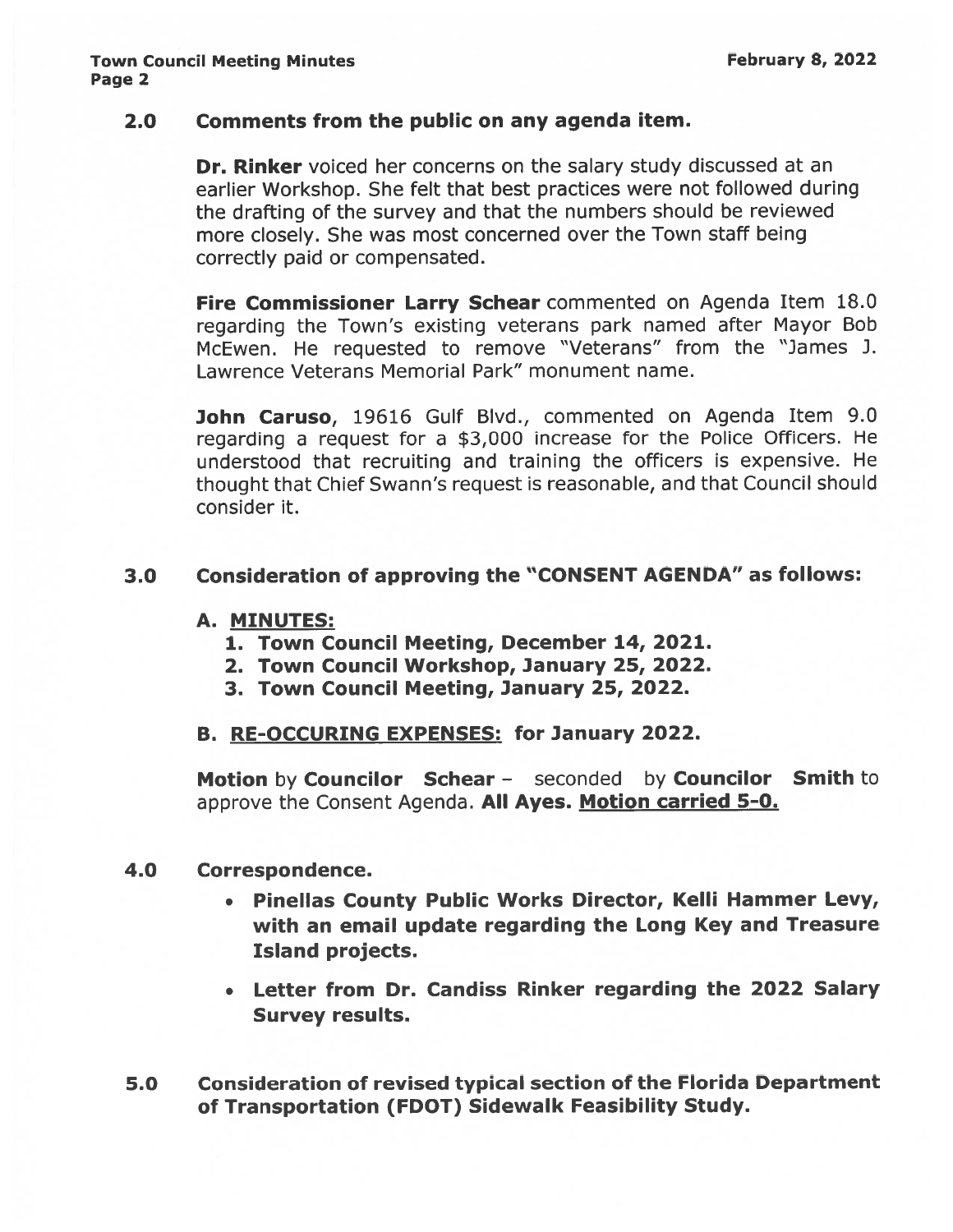## 2.0 Comments from the public on any agenda item.

**Dr. Rinker** voiced her concerns on the salary study discussed at an earlier Workshop. She felt that best practices were not followed during the drafting of the survey and that the numbers should be reviewed more closely. She was most concerned over the Town staff being correctly paid or compensated.

**Fire Commissioner Larry Schear** commented on Agenda Item 18.0 regarding the Town's existing veterans park named after Mayor Bob McEwen. He requested to remove "Veterans" from the "James J. Lawrence Veterans Memorial Park" monument name.

**John Caruso**, 19616 Gulf Blvd., commented on Agenda Item 9.0 regarding a request for a $3,000 increase for the Police Officers. He understood that recruiting and training the officers is expensive. He thought that Chief Swann's request is reasonable, and that Council should consider it.

## 3.0 Consideration of approving the "CONSENT AGENDA" as follows:

**A. <u>MINUTES:</u>**

1. **Town Council Meeting, December 14, 2021.**
2. **Town Council Workshop, January 25, 2022.**
3. **Town Council Meeting, January 25, 2022.**

**B. <u>RE-OCCURING EXPENSES:</u> for January 2022.**

**Motion** by **Councilor Schear** – seconded by **Councilor Smith** to approve the Consent Agenda. **All Ayes. <u>Motion carried 5-0.</u>**

## 4.0 Correspondence.

- **Pinellas County Public Works Director, Kelli Hammer Levy, with an email update regarding the Long Key and Treasure Island projects.**
- **Letter from Dr. Candiss Rinker regarding the 2022 Salary Survey results.**

## 5.0 Consideration of revised typical section of the Florida Department of Transportation (FDOT) Sidewalk Feasibility Study.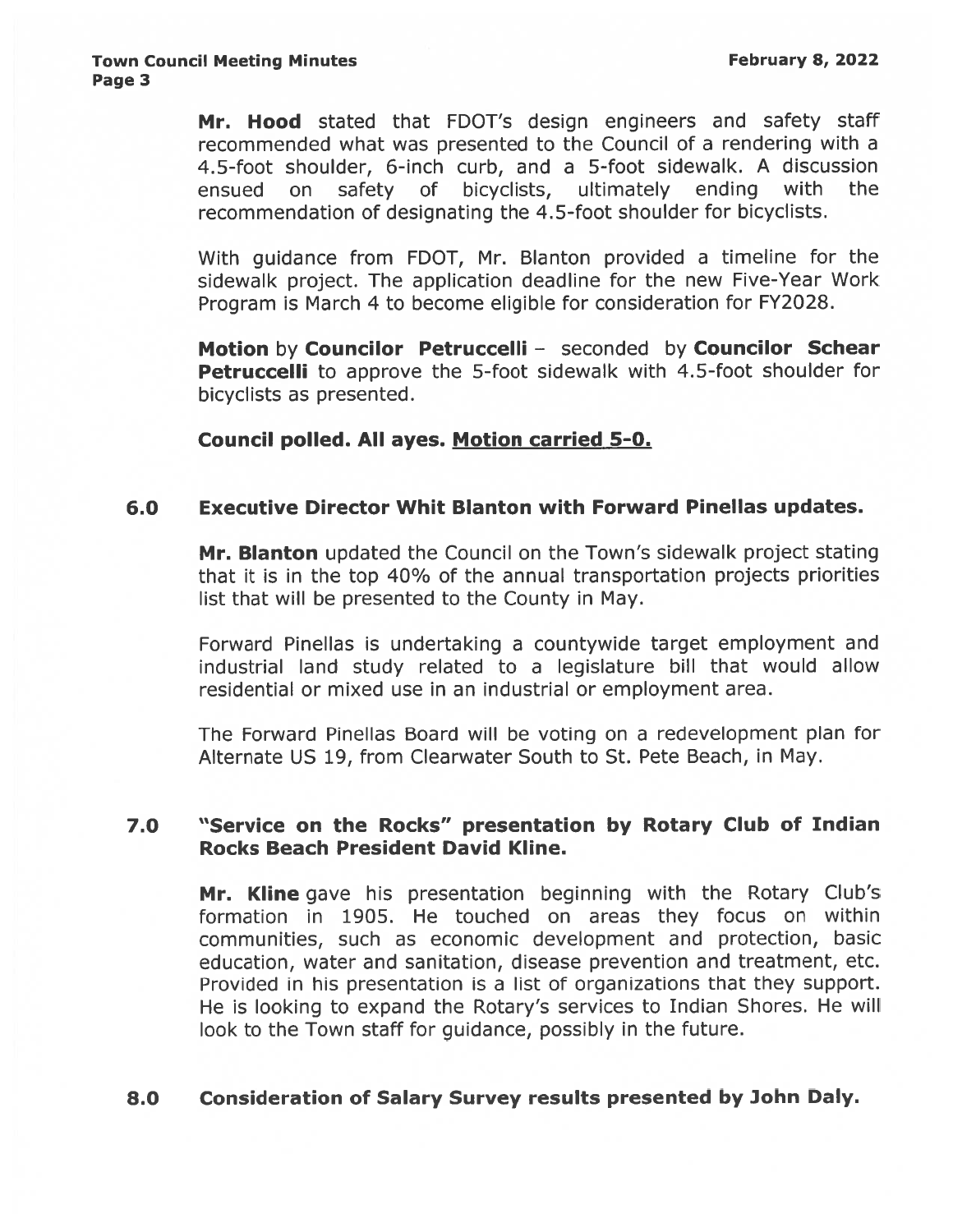**Mr. Hood** stated that FDOT's design engineers and safety staff recommended what was presented to the Council of a rendering with a 4.5-foot shoulder, 6-inch curb, and a 5-foot sidewalk. A discussion ensued on safety of bicyclists, ultimately ending with the recommendation of designating the 4.5-foot shoulder for bicyclists.

With guidance from FDOT, Mr. Blanton provided a timeline for the sidewalk project. The application deadline for the new Five-Year Work Program is March 4 to become eligible for consideration for FY2028.

**Motion** by **Councilor Petruccelli** – seconded by **Councilor Schear Petruccelli** to approve the 5-foot sidewalk with 4.5-foot shoulder for bicyclists as presented.

**Council polled. All ayes. Motion carried 5-0.**

## 6.0 Executive Director Whit Blanton with Forward Pinellas updates.

**Mr. Blanton** updated the Council on the Town's sidewalk project stating that it is in the top 40% of the annual transportation projects priorities list that will be presented to the County in May.

Forward Pinellas is undertaking a countywide target employment and industrial land study related to a legislature bill that would allow residential or mixed use in an industrial or employment area.

The Forward Pinellas Board will be voting on a redevelopment plan for Alternate US 19, from Clearwater South to St. Pete Beach, in May.

## 7.0 "Service on the Rocks" presentation by Rotary Club of Indian Rocks Beach President David Kline.

**Mr. Kline** gave his presentation beginning with the Rotary Club's formation in 1905. He touched on areas they focus on within communities, such as economic development and protection, basic education, water and sanitation, disease prevention and treatment, etc. Provided in his presentation is a list of organizations that they support. He is looking to expand the Rotary's services to Indian Shores. He will look to the Town staff for guidance, possibly in the future.

## 8.0 Consideration of Salary Survey results presented by John Daly.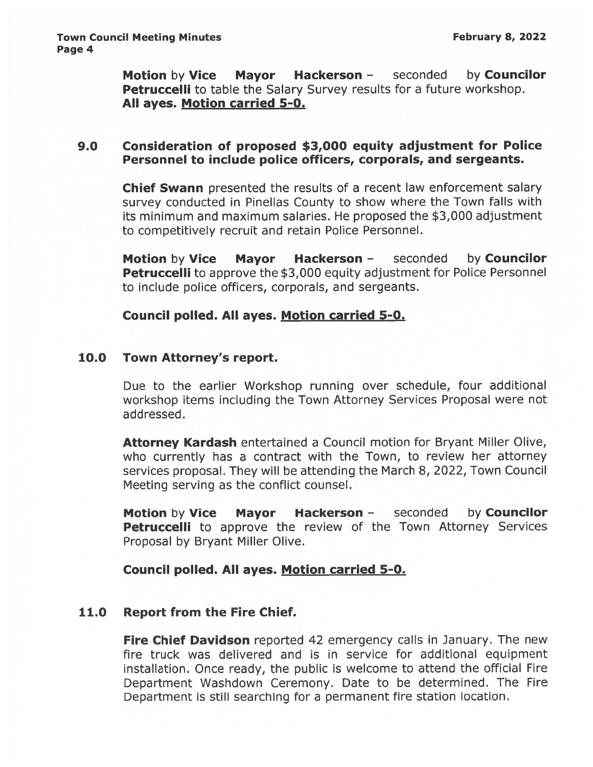**Motion** by **Vice Mayor Hackerson** – seconded by **Councilor Petruccelli** to table the Salary Survey results for a future workshop. **All ayes. Motion carried 5-0.**

## 9.0 Consideration of proposed $3,000 equity adjustment for Police Personnel to include police officers, corporals, and sergeants.

**Chief Swann** presented the results of a recent law enforcement salary survey conducted in Pinellas County to show where the Town falls with its minimum and maximum salaries. He proposed the $3,000 adjustment to competitively recruit and retain Police Personnel.

**Motion** by **Vice Mayor Hackerson** – seconded by **Councilor Petruccelli** to approve the $3,000 equity adjustment for Police Personnel to include police officers, corporals, and sergeants.

**Council polled. All ayes. Motion carried 5-0.**

## 10.0 Town Attorney's report.

Due to the earlier Workshop running over schedule, four additional workshop items including the Town Attorney Services Proposal were not addressed.

**Attorney Kardash** entertained a Council motion for Bryant Miller Olive, who currently has a contract with the Town, to review her attorney services proposal. They will be attending the March 8, 2022, Town Council Meeting serving as the conflict counsel.

**Motion** by **Vice Mayor Hackerson** – seconded by **Councilor Petruccelli** to approve the review of the Town Attorney Services Proposal by Bryant Miller Olive.

**Council polled. All ayes. Motion carried 5-0.**

## 11.0 Report from the Fire Chief.

**Fire Chief Davidson** reported 42 emergency calls in January. The new fire truck was delivered and is in service for additional equipment installation. Once ready, the public is welcome to attend the official Fire Department Washdown Ceremony. Date to be determined. The Fire Department is still searching for a permanent fire station location.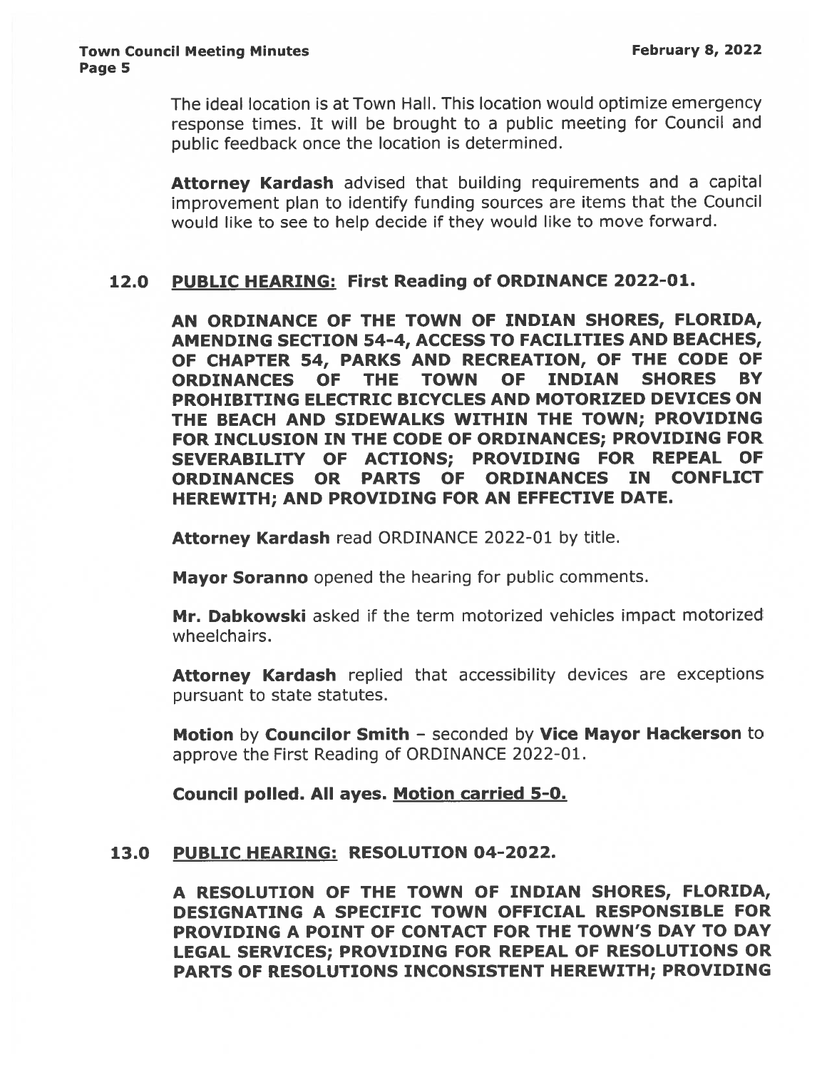The ideal location is at Town Hall. This location would optimize emergency response times. It will be brought to a public meeting for Council and public feedback once the location is determined.

**Attorney Kardash** advised that building requirements and a capital improvement plan to identify funding sources are items that the Council would like to see to help decide if they would like to move forward.

## 12.0 PUBLIC HEARING: First Reading of ORDINANCE 2022-01.

**AN ORDINANCE OF THE TOWN OF INDIAN SHORES, FLORIDA, AMENDING SECTION 54-4, ACCESS TO FACILITIES AND BEACHES, OF CHAPTER 54, PARKS AND RECREATION, OF THE CODE OF ORDINANCES OF THE TOWN OF INDIAN SHORES BY PROHIBITING ELECTRIC BICYCLES AND MOTORIZED DEVICES ON THE BEACH AND SIDEWALKS WITHIN THE TOWN; PROVIDING FOR INCLUSION IN THE CODE OF ORDINANCES; PROVIDING FOR SEVERABILITY OF ACTIONS; PROVIDING FOR REPEAL OF ORDINANCES OR PARTS OF ORDINANCES IN CONFLICT HEREWITH; AND PROVIDING FOR AN EFFECTIVE DATE.**

**Attorney Kardash** read ORDINANCE 2022-01 by title.

**Mayor Soranno** opened the hearing for public comments.

**Mr. Dabkowski** asked if the term motorized vehicles impact motorized wheelchairs.

**Attorney Kardash** replied that accessibility devices are exceptions pursuant to state statutes.

**Motion** by **Councilor Smith** – seconded by **Vice Mayor Hackerson** to approve the First Reading of ORDINANCE 2022-01.

**Council polled. All ayes. Motion carried 5-0.**

## 13.0 PUBLIC HEARING: RESOLUTION 04-2022.

**A RESOLUTION OF THE TOWN OF INDIAN SHORES, FLORIDA, DESIGNATING A SPECIFIC TOWN OFFICIAL RESPONSIBLE FOR PROVIDING A POINT OF CONTACT FOR THE TOWN'S DAY TO DAY LEGAL SERVICES; PROVIDING FOR REPEAL OF RESOLUTIONS OR PARTS OF RESOLUTIONS INCONSISTENT HEREWITH; PROVIDING**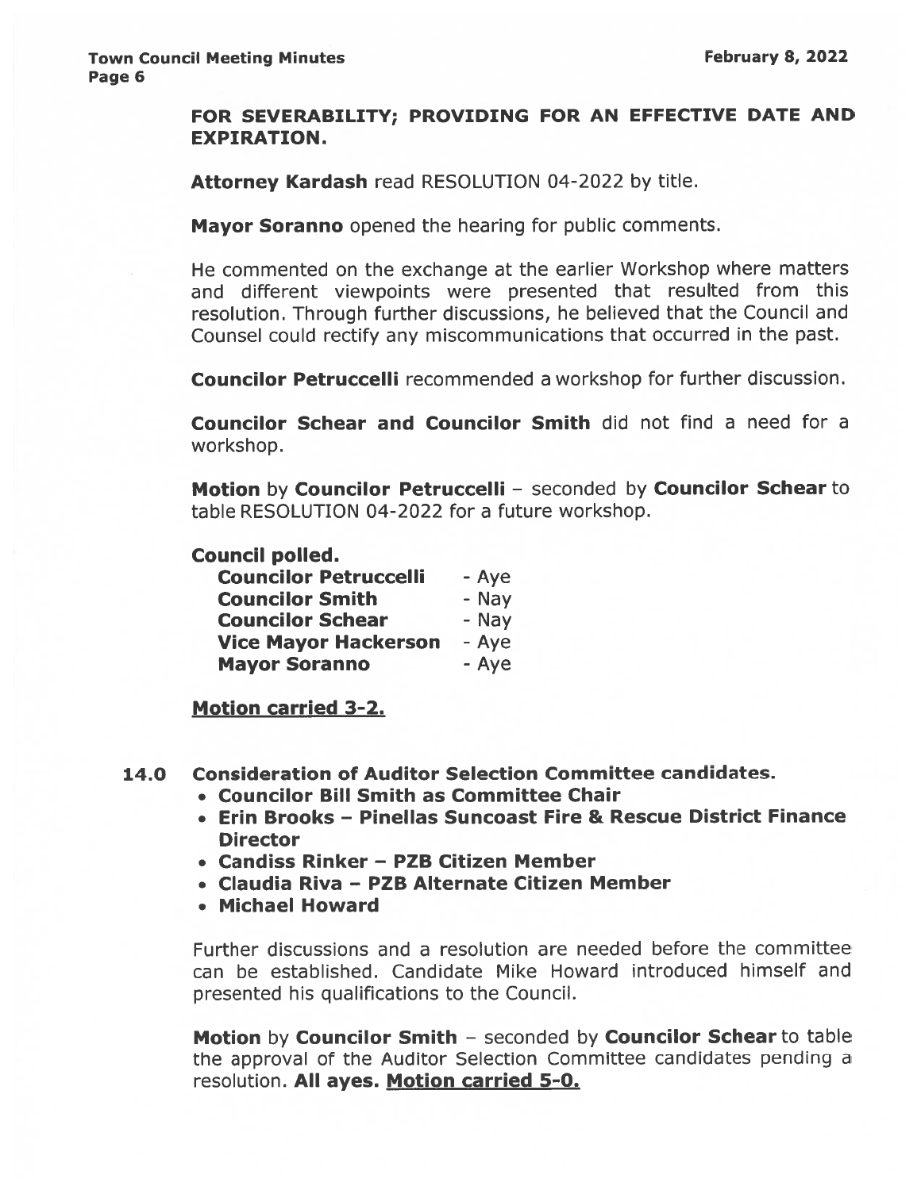**FOR SEVERABILITY; PROVIDING FOR AN EFFECTIVE DATE AND EXPIRATION.**

**Attorney Kardash** read RESOLUTION 04-2022 by title.

**Mayor Soranno** opened the hearing for public comments.

He commented on the exchange at the earlier Workshop where matters and different viewpoints were presented that resulted from this resolution. Through further discussions, he believed that the Council and Counsel could rectify any miscommunications that occurred in the past.

**Councilor Petruccelli** recommended a workshop for further discussion.

**Councilor Schear and Councilor Smith** did not find a need for a workshop.

**Motion** by **Councilor Petruccelli** – seconded by **Councilor Schear** to table RESOLUTION 04-2022 for a future workshop.

**Council polled.**

| | |
|---|---|
| **Councilor Petruccelli** | - Aye |
| **Councilor Smith** | - Nay |
| **Councilor Schear** | - Nay |
| **Vice Mayor Hackerson** | - Aye |
| **Mayor Soranno** | - Aye |

**Motion carried 3-2.**

## 14.0 Consideration of Auditor Selection Committee candidates.

- **Councilor Bill Smith as Committee Chair**
- **Erin Brooks – Pinellas Suncoast Fire & Rescue District Finance Director**
- **Candiss Rinker – PZB Citizen Member**
- **Claudia Riva – PZB Alternate Citizen Member**
- **Michael Howard**

Further discussions and a resolution are needed before the committee can be established. Candidate Mike Howard introduced himself and presented his qualifications to the Council.

**Motion** by **Councilor Smith** – seconded by **Councilor Schear** to table the approval of the Auditor Selection Committee candidates pending a resolution. **All ayes. Motion carried 5-0.**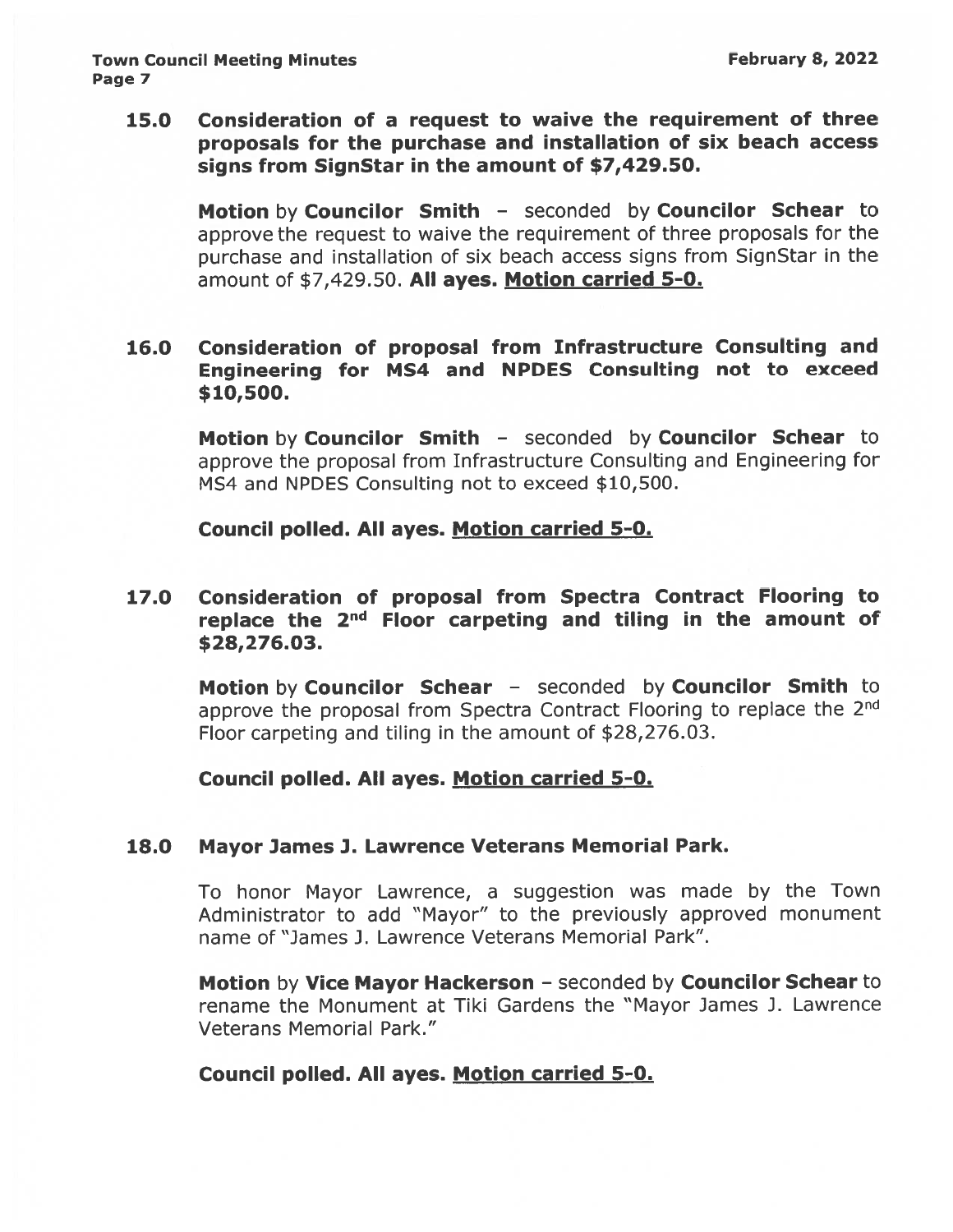**15.0 Consideration of a request to waive the requirement of three proposals for the purchase and installation of six beach access signs from SignStar in the amount of $7,429.50.**

**Motion** by **Councilor Smith** – seconded by **Councilor Schear** to approve the request to waive the requirement of three proposals for the purchase and installation of six beach access signs from SignStar in the amount of $7,429.50. **All ayes. Motion carried 5-0.**

**16.0 Consideration of proposal from Infrastructure Consulting and Engineering for MS4 and NPDES Consulting not to exceed $10,500.**

**Motion** by **Councilor Smith** – seconded by **Councilor Schear** to approve the proposal from Infrastructure Consulting and Engineering for MS4 and NPDES Consulting not to exceed $10,500.

**Council polled. All ayes. Motion carried 5-0.**

**17.0 Consideration of proposal from Spectra Contract Flooring to replace the 2nd Floor carpeting and tiling in the amount of $28,276.03.**

**Motion** by **Councilor Schear** – seconded by **Councilor Smith** to approve the proposal from Spectra Contract Flooring to replace the 2nd Floor carpeting and tiling in the amount of $28,276.03.

**Council polled. All ayes. Motion carried 5-0.**

**18.0 Mayor James J. Lawrence Veterans Memorial Park.**

To honor Mayor Lawrence, a suggestion was made by the Town Administrator to add "Mayor" to the previously approved monument name of "James J. Lawrence Veterans Memorial Park".

**Motion** by **Vice Mayor Hackerson** – seconded by **Councilor Schear** to rename the Monument at Tiki Gardens the "Mayor James J. Lawrence Veterans Memorial Park."

**Council polled. All ayes. Motion carried 5-0.**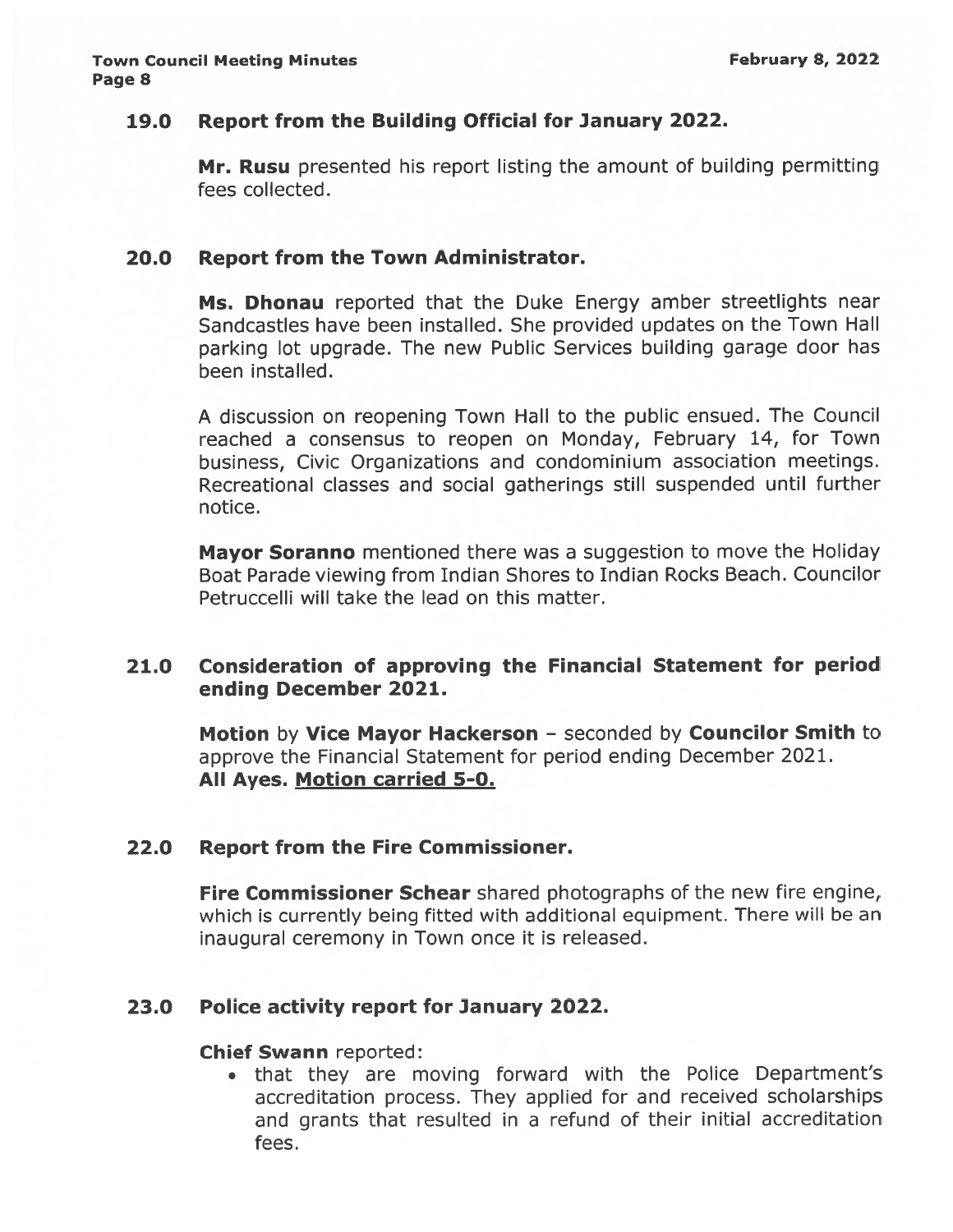## 19.0 Report from the Building Official for January 2022.

**Mr. Rusu** presented his report listing the amount of building permitting fees collected.

## 20.0 Report from the Town Administrator.

**Ms. Dhonau** reported that the Duke Energy amber streetlights near Sandcastles have been installed. She provided updates on the Town Hall parking lot upgrade. The new Public Services building garage door has been installed.

A discussion on reopening Town Hall to the public ensued. The Council reached a consensus to reopen on Monday, February 14, for Town business, Civic Organizations and condominium association meetings. Recreational classes and social gatherings still suspended until further notice.

**Mayor Soranno** mentioned there was a suggestion to move the Holiday Boat Parade viewing from Indian Shores to Indian Rocks Beach. Councilor Petruccelli will take the lead on this matter.

## 21.0 Consideration of approving the Financial Statement for period ending December 2021.

**Motion** by **Vice Mayor Hackerson** – seconded by **Councilor Smith** to approve the Financial Statement for period ending December 2021.
**All Ayes. Motion carried 5-0.**

## 22.0 Report from the Fire Commissioner.

**Fire Commissioner Schear** shared photographs of the new fire engine, which is currently being fitted with additional equipment. There will be an inaugural ceremony in Town once it is released.

## 23.0 Police activity report for January 2022.

**Chief Swann** reported:

- that they are moving forward with the Police Department's accreditation process. They applied for and received scholarships and grants that resulted in a refund of their initial accreditation fees.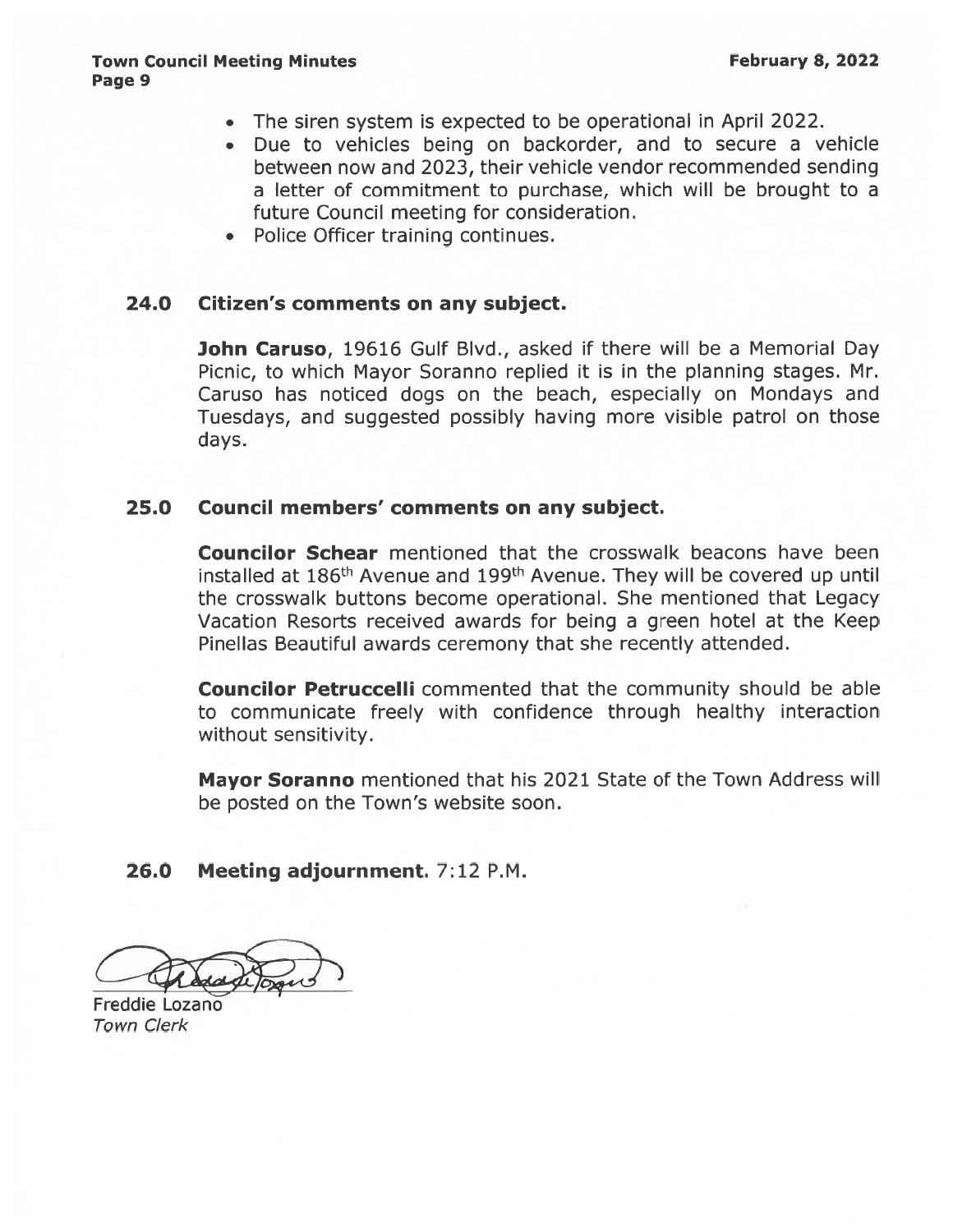- The siren system is expected to be operational in April 2022.
- Due to vehicles being on backorder, and to secure a vehicle between now and 2023, their vehicle vendor recommended sending a letter of commitment to purchase, which will be brought to a future Council meeting for consideration.
- Police Officer training continues.

## 24.0 Citizen's comments on any subject.

**John Caruso**, 19616 Gulf Blvd., asked if there will be a Memorial Day Picnic, to which Mayor Soranno replied it is in the planning stages. Mr. Caruso has noticed dogs on the beach, especially on Mondays and Tuesdays, and suggested possibly having more visible patrol on those days.

## 25.0 Council members' comments on any subject.

**Councilor Schear** mentioned that the crosswalk beacons have been installed at 186th Avenue and 199th Avenue. They will be covered up until the crosswalk buttons become operational. She mentioned that Legacy Vacation Resorts received awards for being a green hotel at the Keep Pinellas Beautiful awards ceremony that she recently attended.

**Councilor Petruccelli** commented that the community should be able to communicate freely with confidence through healthy interaction without sensitivity.

**Mayor Soranno** mentioned that his 2021 State of the Town Address will be posted on the Town's website soon.

## 26.0 Meeting adjournment. 7:12 P.M.

Freddie Lozano
*Town Clerk*